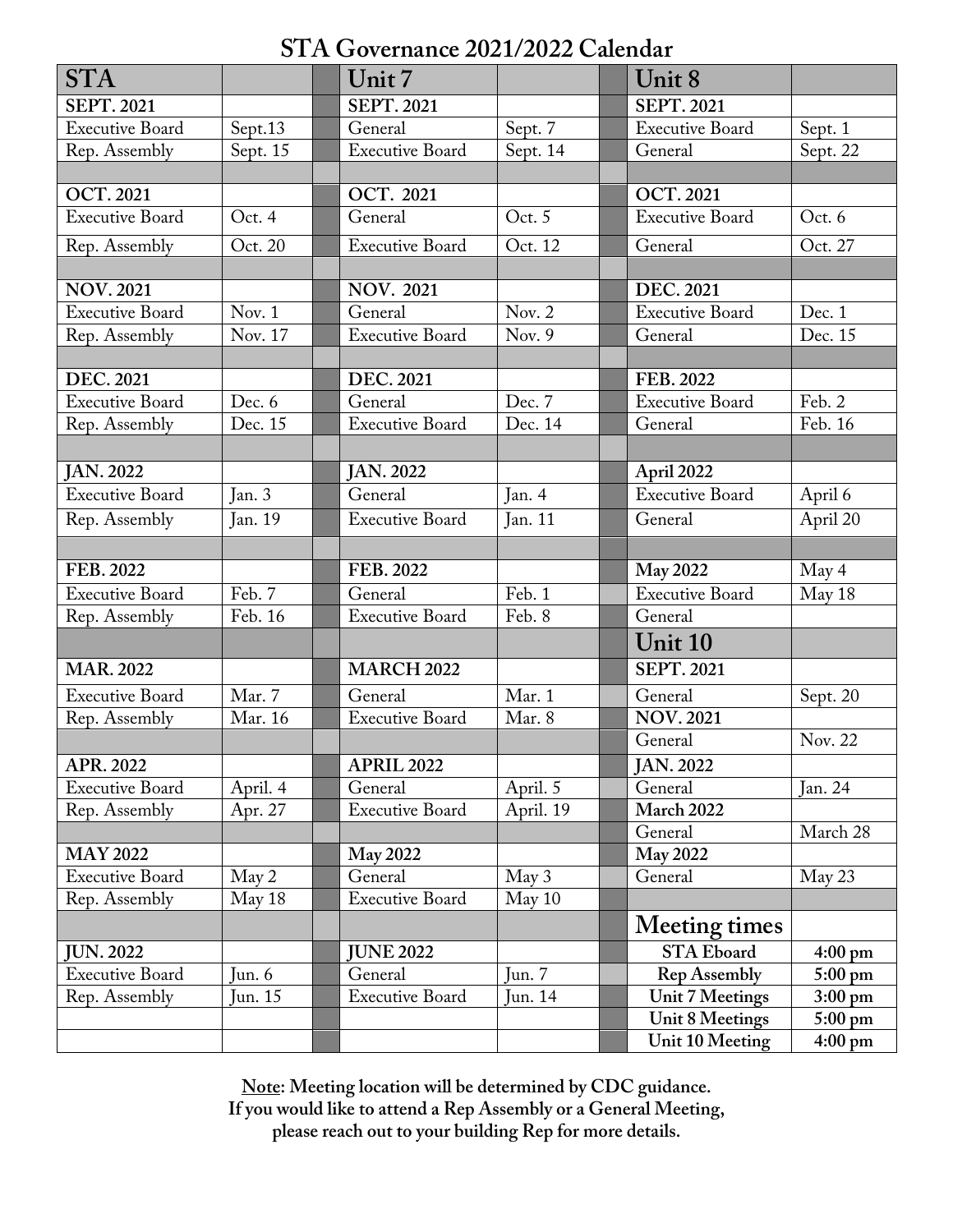# STA Governance 2021/2022 Calendar

| STA | | | Unit 7 | | | Unit 8 | |
|---|---|---|---|---|---|---|---|
| **SEPT. 2021** | | | **SEPT. 2021** | | | **SEPT. 2021** | |
| Executive Board | Sept.13 | | General | Sept. 7 | | Executive Board | Sept. 1 |
| Rep. Assembly | Sept. 15 | | Executive Board | Sept. 14 | | General | Sept. 22 |
| | | | | | | | |
| **OCT. 2021** | | | **OCT. 2021** | | | **OCT. 2021** | |
| Executive Board | Oct. 4 | | General | Oct. 5 | | Executive Board | Oct. 6 |
| Rep. Assembly | Oct. 20 | | Executive Board | Oct. 12 | | General | Oct. 27 |
| | | | | | | | |
| **NOV. 2021** | | | **NOV. 2021** | | | **DEC. 2021** | |
| Executive Board | Nov. 1 | | General | Nov. 2 | | Executive Board | Dec. 1 |
| Rep. Assembly | Nov. 17 | | Executive Board | Nov. 9 | | General | Dec. 15 |
| | | | | | | | |
| **DEC. 2021** | | | **DEC. 2021** | | | **FEB. 2022** | |
| Executive Board | Dec. 6 | | General | Dec. 7 | | Executive Board | Feb. 2 |
| Rep. Assembly | Dec. 15 | | Executive Board | Dec. 14 | | General | Feb. 16 |
| | | | | | | | |
| **JAN. 2022** | | | **JAN. 2022** | | | **April 2022** | |
| Executive Board | Jan. 3 | | General | Jan. 4 | | Executive Board | April 6 |
| Rep. Assembly | Jan. 19 | | Executive Board | Jan. 11 | | General | April 20 |
| | | | | | | | |
| **FEB. 2022** | | | **FEB. 2022** | | | **May 2022** | May 4 |
| Executive Board | Feb. 7 | | General | Feb. 1 | | Executive Board | May 18 |
| Rep. Assembly | Feb. 16 | | Executive Board | Feb. 8 | | General | |
| | | | | | | **Unit 10** | |
| **MAR. 2022** | | | **MARCH 2022** | | | **SEPT. 2021** | |
| Executive Board | Mar. 7 | | General | Mar. 1 | | General | Sept. 20 |
| Rep. Assembly | Mar. 16 | | Executive Board | Mar. 8 | | **NOV. 2021** | |
| | | | | | | General | Nov. 22 |
| **APR. 2022** | | | **APRIL 2022** | | | **JAN. 2022** | |
| Executive Board | April. 4 | | General | April. 5 | | General | Jan. 24 |
| Rep. Assembly | Apr. 27 | | Executive Board | April. 19 | | **March 2022** | |
| | | | | | | General | March 28 |
| **MAY 2022** | | | **May 2022** | | | **May 2022** | |
| Executive Board | May 2 | | General | May 3 | | General | May 23 |
| Rep. Assembly | May 18 | | Executive Board | May 10 | | | |
| | | | | | | **Meeting times** | |
| **JUN. 2022** | | | **JUNE 2022** | | | **STA Eboard** | **4:00 pm** |
| Executive Board | Jun. 6 | | General | Jun. 7 | | **Rep Assembly** | **5:00 pm** |
| Rep. Assembly | Jun. 15 | | Executive Board | Jun. 14 | | **Unit 7 Meetings** | **3:00 pm** |
| | | | | | | **Unit 8 Meetings** | **5:00 pm** |
| | | | | | | **Unit 10 Meeting** | **4:00 pm** |

**Note: Meeting location will be determined by CDC guidance.**
**If you would like to attend a Rep Assembly or a General Meeting, please reach out to your building Rep for more details.**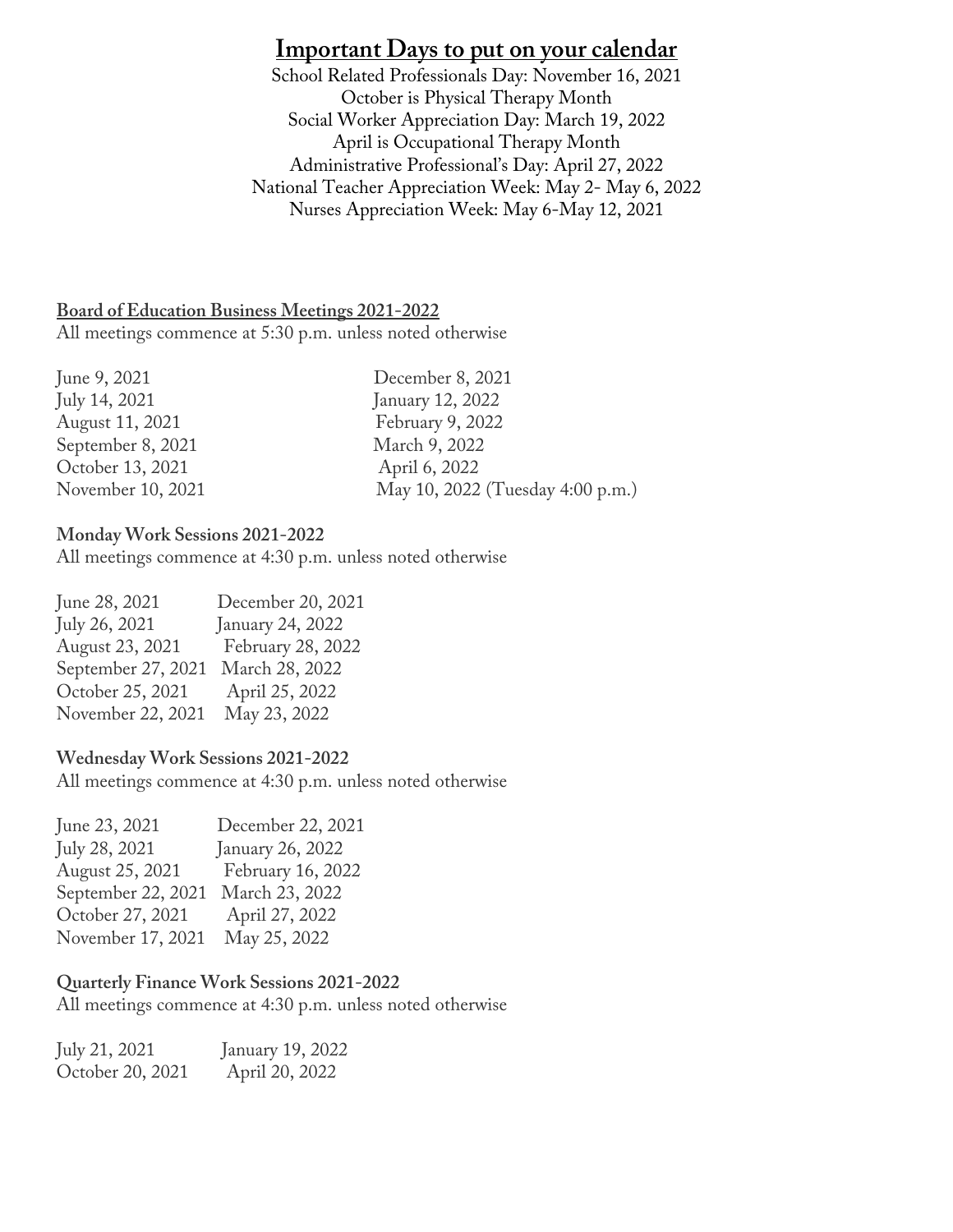## Important Days to put on your calendar

School Related Professionals Day: November 16, 2021
October is Physical Therapy Month
Social Worker Appreciation Day: March 19, 2022
April is Occupational Therapy Month
Administrative Professional's Day: April 27, 2022
National Teacher Appreciation Week: May 2- May 6, 2022
Nurses Appreciation Week: May 6-May 12, 2021

### Board of Education Business Meetings 2021-2022

All meetings commence at 5:30 p.m. unless noted otherwise

| | |
|---|---|
| June 9, 2021 | December 8, 2021 |
| July 14, 2021 | January 12, 2022 |
| August 11, 2021 | February 9, 2022 |
| September 8, 2021 | March 9, 2022 |
| October 13, 2021 | April 6, 2022 |
| November 10, 2021 | May 10, 2022 (Tuesday 4:00 p.m.) |

### Monday Work Sessions 2021-2022

All meetings commence at 4:30 p.m. unless noted otherwise

| | |
|---|---|
| June 28, 2021 | December 20, 2021 |
| July 26, 2021 | January 24, 2022 |
| August 23, 2021 | February 28, 2022 |
| September 27, 2021 | March 28, 2022 |
| October 25, 2021 | April 25, 2022 |
| November 22, 2021 | May 23, 2022 |

### Wednesday Work Sessions 2021-2022

All meetings commence at 4:30 p.m. unless noted otherwise

| | |
|---|---|
| June 23, 2021 | December 22, 2021 |
| July 28, 2021 | January 26, 2022 |
| August 25, 2021 | February 16, 2022 |
| September 22, 2021 | March 23, 2022 |
| October 27, 2021 | April 27, 2022 |
| November 17, 2021 | May 25, 2022 |

### Quarterly Finance Work Sessions 2021-2022

All meetings commence at 4:30 p.m. unless noted otherwise

| | |
|---|---|
| July 21, 2021 | January 19, 2022 |
| October 20, 2021 | April 20, 2022 |